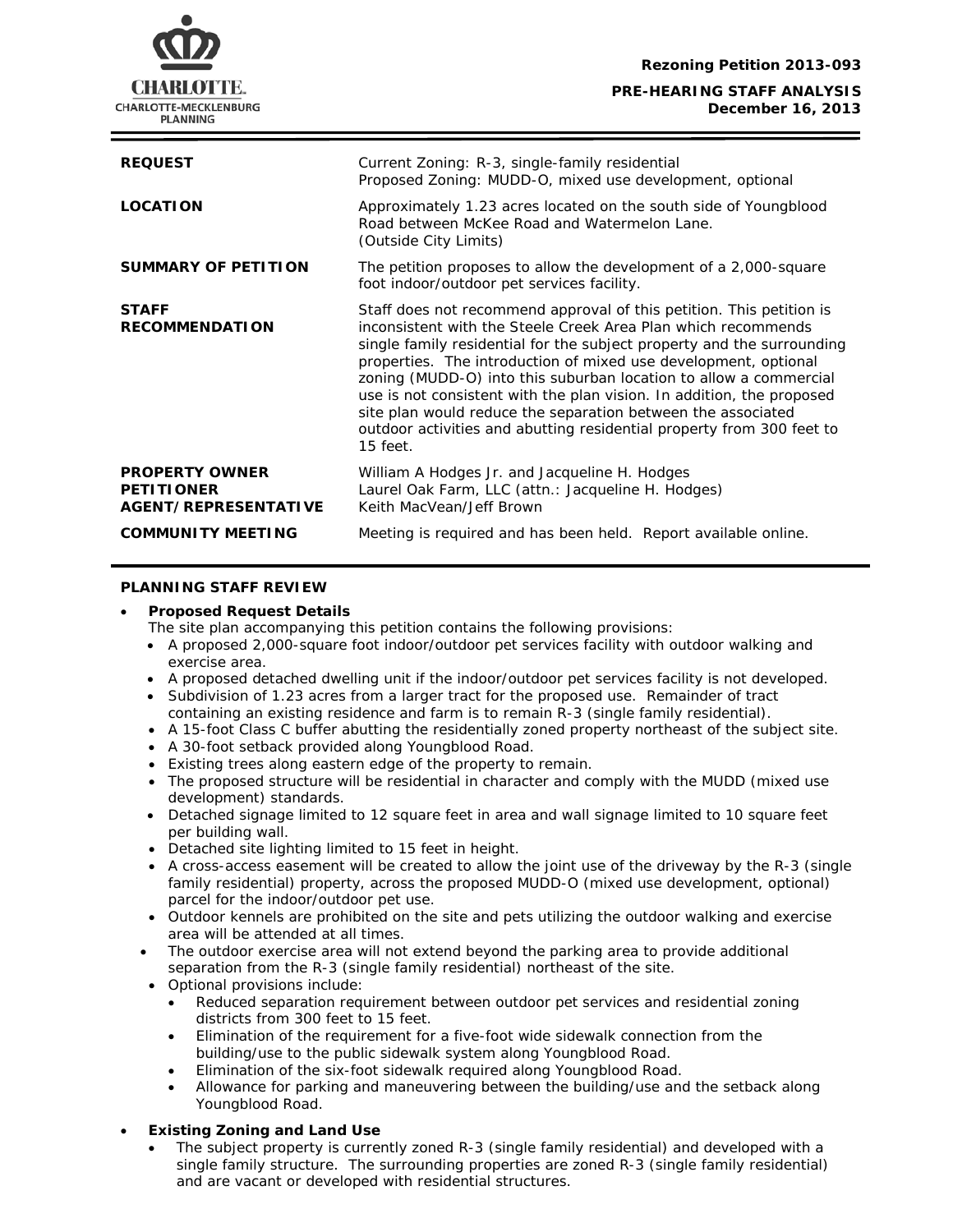**Rezoning Petition 2013-093**

**PRE-HEARING STAFF ANALYSIS**
**December 16, 2013**

| | |
|---|---|
| **REQUEST** | Current Zoning: R-3, single-family residential<br>Proposed Zoning: MUDD-O, mixed use development, optional |
| **LOCATION** | Approximately 1.23 acres located on the south side of Youngblood Road between McKee Road and Watermelon Lane.<br>(Outside City Limits) |
| **SUMMARY OF PETITION** | The petition proposes to allow the development of a 2,000-square foot indoor/outdoor pet services facility. |
| **STAFF RECOMMENDATION** | Staff does not recommend approval of this petition. This petition is inconsistent with the Steele Creek Area Plan which recommends single family residential for the subject property and the surrounding properties. The introduction of mixed use development, optional zoning (MUDD-O) into this suburban location to allow a commercial use is not consistent with the plan vision. In addition, the proposed site plan would reduce the separation between the associated outdoor activities and abutting residential property from 300 feet to 15 feet. |
| **PROPERTY OWNER**<br>**PETITIONER**<br>**AGENT/REPRESENTATIVE** | William A Hodges Jr. and Jacqueline H. Hodges<br>Laurel Oak Farm, LLC (attn.: Jacqueline H. Hodges)<br>Keith MacVean/Jeff Brown |
| **COMMUNITY MEETING** | Meeting is required and has been held. Report available online. |

## PLANNING STAFF REVIEW

- **Proposed Request Details**
  The site plan accompanying this petition contains the following provisions:
  - A proposed 2,000-square foot indoor/outdoor pet services facility with outdoor walking and exercise area.
  - A proposed detached dwelling unit if the indoor/outdoor pet services facility is not developed.
  - Subdivision of 1.23 acres from a larger tract for the proposed use. Remainder of tract containing an existing residence and farm is to remain R-3 (single family residential).
  - A 15-foot Class C buffer abutting the residentially zoned property northeast of the subject site.
  - A 30-foot setback provided along Youngblood Road.
  - Existing trees along eastern edge of the property to remain.
  - The proposed structure will be residential in character and comply with the MUDD (mixed use development) standards.
  - Detached signage limited to 12 square feet in area and wall signage limited to 10 square feet per building wall.
  - Detached site lighting limited to 15 feet in height.
  - A cross-access easement will be created to allow the joint use of the driveway by the R-3 (single family residential) property, across the proposed MUDD-O (mixed use development, optional) parcel for the indoor/outdoor pet use.
  - Outdoor kennels are prohibited on the site and pets utilizing the outdoor walking and exercise area will be attended at all times.
  - The outdoor exercise area will not extend beyond the parking area to provide additional separation from the R-3 (single family residential) northeast of the site.
  - Optional provisions include:
    - Reduced separation requirement between outdoor pet services and residential zoning districts from 300 feet to 15 feet.
    - Elimination of the requirement for a five-foot wide sidewalk connection from the building/use to the public sidewalk system along Youngblood Road.
    - Elimination of the six-foot sidewalk required along Youngblood Road.
    - Allowance for parking and maneuvering between the building/use and the setback along Youngblood Road.

- **Existing Zoning and Land Use**
  - The subject property is currently zoned R-3 (single family residential) and developed with a single family structure. The surrounding properties are zoned R-3 (single family residential) and are vacant or developed with residential structures.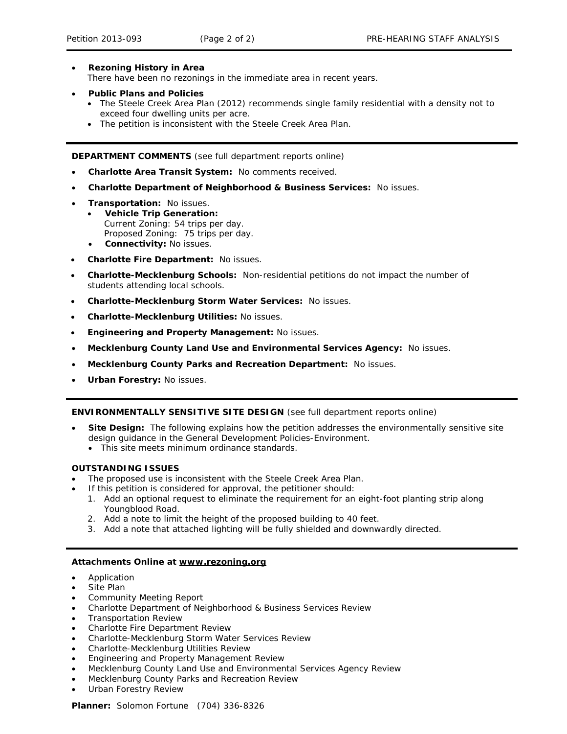- **Rezoning History in Area**
  There have been no rezonings in the immediate area in recent years.

- **Public Plans and Policies**
  - The Steele Creek Area Plan (2012) recommends single family residential with a density not to exceed four dwelling units per acre.
  - The petition is inconsistent with the Steele Creek Area Plan.

---

**DEPARTMENT COMMENTS** (see full department reports online)

- **Charlotte Area Transit System:** No comments received.
- **Charlotte Department of Neighborhood & Business Services:** No issues.
- **Transportation:** No issues.
  - **Vehicle Trip Generation:**
    Current Zoning: 54 trips per day.
    Proposed Zoning: 75 trips per day.
  - **Connectivity:** No issues.
- **Charlotte Fire Department:** No issues.
- **Charlotte-Mecklenburg Schools:** Non-residential petitions do not impact the number of students attending local schools.
- **Charlotte-Mecklenburg Storm Water Services:** No issues.
- **Charlotte-Mecklenburg Utilities:** No issues.
- **Engineering and Property Management:** No issues.
- **Mecklenburg County Land Use and Environmental Services Agency:** No issues.
- **Mecklenburg County Parks and Recreation Department:** No issues.
- **Urban Forestry:** No issues.

---

**ENVIRONMENTALLY SENSITIVE SITE DESIGN** (see full department reports online)

- **Site Design:** The following explains how the petition addresses the environmentally sensitive site design guidance in the General Development Policies-Environment.
  - This site meets minimum ordinance standards.

**OUTSTANDING ISSUES**

- The proposed use is inconsistent with the Steele Creek Area Plan.
- If this petition is considered for approval, the petitioner should:
  1. Add an optional request to eliminate the requirement for an eight-foot planting strip along Youngblood Road.
  2. Add a note to limit the height of the proposed building to 40 feet.
  3. Add a note that attached lighting will be fully shielded and downwardly directed.

---

**Attachments Online at www.rezoning.org**

- Application
- Site Plan
- Community Meeting Report
- Charlotte Department of Neighborhood & Business Services Review
- Transportation Review
- Charlotte Fire Department Review
- Charlotte-Mecklenburg Storm Water Services Review
- Charlotte-Mecklenburg Utilities Review
- Engineering and Property Management Review
- Mecklenburg County Land Use and Environmental Services Agency Review
- Mecklenburg County Parks and Recreation Review
- Urban Forestry Review

**Planner:** Solomon Fortune (704) 336-8326